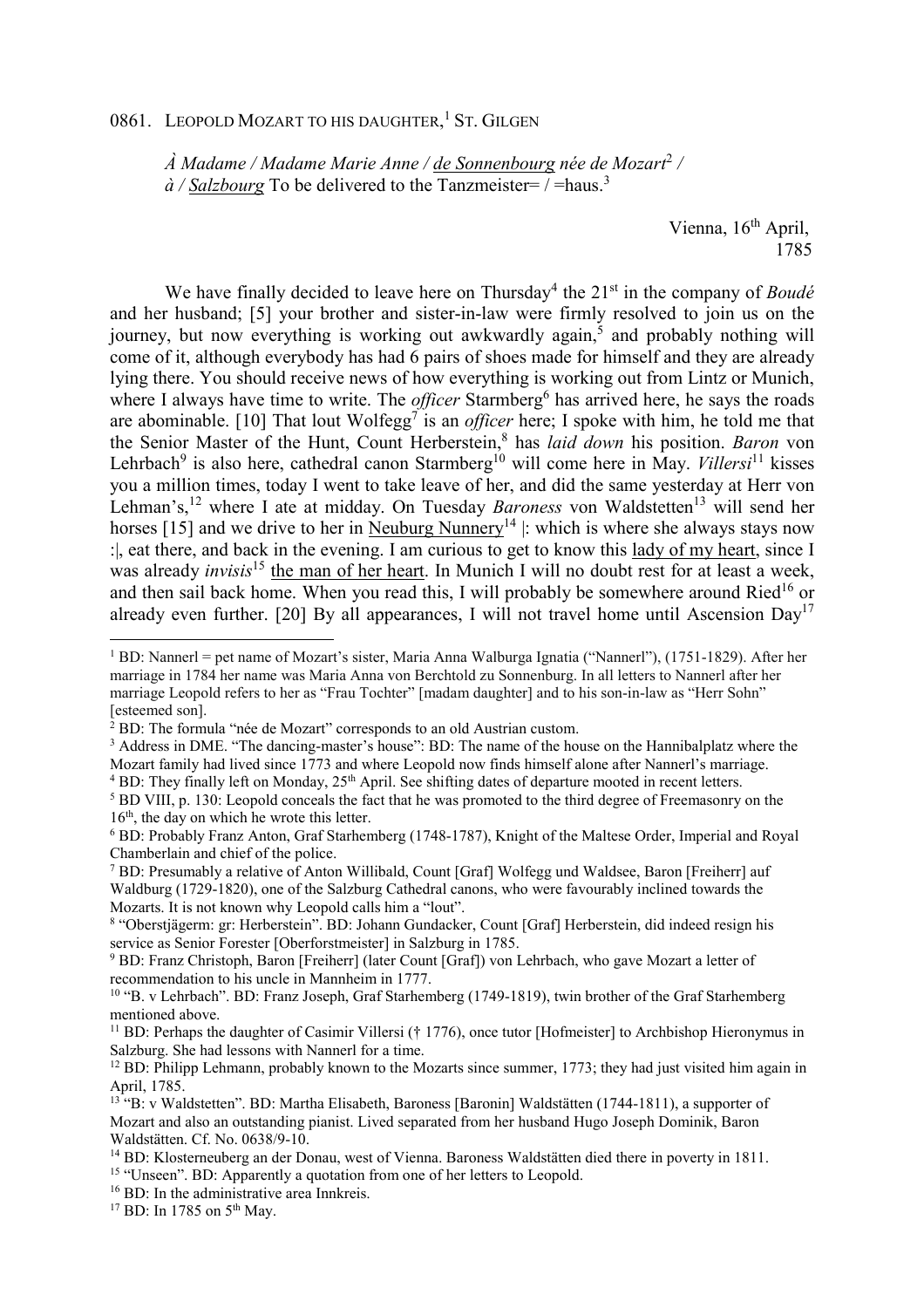0861. LEOPOLD MOZART TO HIS DAUGHTER,[1] ST. GILGEN

*À Madame / Madame Marie Anne / de Sonnenbourg née de Mozart*[2] */ à / Salzbourg* To be delivered to the Tanzmeister= / =haus.[3]

Vienna, 16th April, 1785

We have finally decided to leave here on Thursday[4] the 21st in the company of *Boudé* and her husband; [5] your brother and sister-in-law were firmly resolved to join us on the journey, but now everything is working out awkwardly again,[5] and probably nothing will come of it, although everybody has had 6 pairs of shoes made for himself and they are already lying there. You should receive news of how everything is working out from Lintz or Munich, where I always have time to write. The *officer* Starmberg[6] has arrived here, he says the roads are abominable. [10] That lout Wolfegg[7] is an *officer* here; I spoke with him, he told me that the Senior Master of the Hunt, Count Herberstein,[8] has *laid down* his position. *Baron* von Lehrbach[9] is also here, cathedral canon Starmberg[10] will come here in May. *Villersi*[11] kisses you a million times, today I went to take leave of her, and did the same yesterday at Herr von Lehman's,[12] where I ate at midday. On Tuesday *Baroness* von Waldstetten[13] will send her horses [15] and we drive to her in Neuburg Nunnery[14] |: which is where she always stays now :|, eat there, and back in the evening. I am curious to get to know this lady of my heart, since I was already *invisis*[15] the man of her heart. In Munich I will no doubt rest for at least a week, and then sail back home. When you read this, I will probably be somewhere around Ried[16] or already even further. [20] By all appearances, I will not travel home until Ascension Day[17]

---

[1] BD: Nannerl = pet name of Mozart's sister, Maria Anna Walburga Ignatia ("Nannerl"), (1751-1829). After her marriage in 1784 her name was Maria Anna von Berchtold zu Sonnenburg. In all letters to Nannerl after her marriage Leopold refers to her as "Frau Tochter" [madam daughter] and to his son-in-law as "Herr Sohn" [esteemed son].

[2] BD: The formula "née de Mozart" corresponds to an old Austrian custom.

[3] Address in DME. "The dancing-master's house": BD: The name of the house on the Hannibalplatz where the Mozart family had lived since 1773 and where Leopold now finds himself alone after Nannerl's marriage.

[4] BD: They finally left on Monday, 25th April. See shifting dates of departure mooted in recent letters.

[5] BD VIII, p. 130: Leopold conceals the fact that he was promoted to the third degree of Freemasonry on the 16th, the day on which he wrote this letter.

[6] BD: Probably Franz Anton, Graf Starhemberg (1748-1787), Knight of the Maltese Order, Imperial and Royal Chamberlain and chief of the police.

[7] BD: Presumably a relative of Anton Willibald, Count [Graf] Wolfegg und Waldsee, Baron [Freiherr] auf Waldburg (1729-1820), one of the Salzburg Cathedral canons, who were favourably inclined towards the Mozarts. It is not known why Leopold calls him a "lout".

[8] "Oberstjägerm: gr: Herberstein". BD: Johann Gundacker, Count [Graf] Herberstein, did indeed resign his service as Senior Forester [Oberforstmeister] in Salzburg in 1785.

[9] BD: Franz Christoph, Baron [Freiherr] (later Count [Graf]) von Lehrbach, who gave Mozart a letter of recommendation to his uncle in Mannheim in 1777.

[10] "B. v Lehrbach". BD: Franz Joseph, Graf Starhemberg (1749-1819), twin brother of the Graf Starhemberg mentioned above.

[11] BD: Perhaps the daughter of Casimir Villersi († 1776), once tutor [Hofmeister] to Archbishop Hieronymus in Salzburg. She had lessons with Nannerl for a time.

[12] BD: Philipp Lehmann, probably known to the Mozarts since summer, 1773; they had just visited him again in April, 1785.

[13] "B: v Waldstetten". BD: Martha Elisabeth, Baroness [Baronin] Waldstätten (1744-1811), a supporter of Mozart and also an outstanding pianist. Lived separated from her husband Hugo Joseph Dominik, Baron Waldstätten. Cf. No. 0638/9-10.

[14] BD: Klosterneuberg an der Donau, west of Vienna. Baroness Waldstätten died there in poverty in 1811.

[15] "Unseen". BD: Apparently a quotation from one of her letters to Leopold.

[16] BD: In the administrative area Innkreis.

[17] BD: In 1785 on 5th May.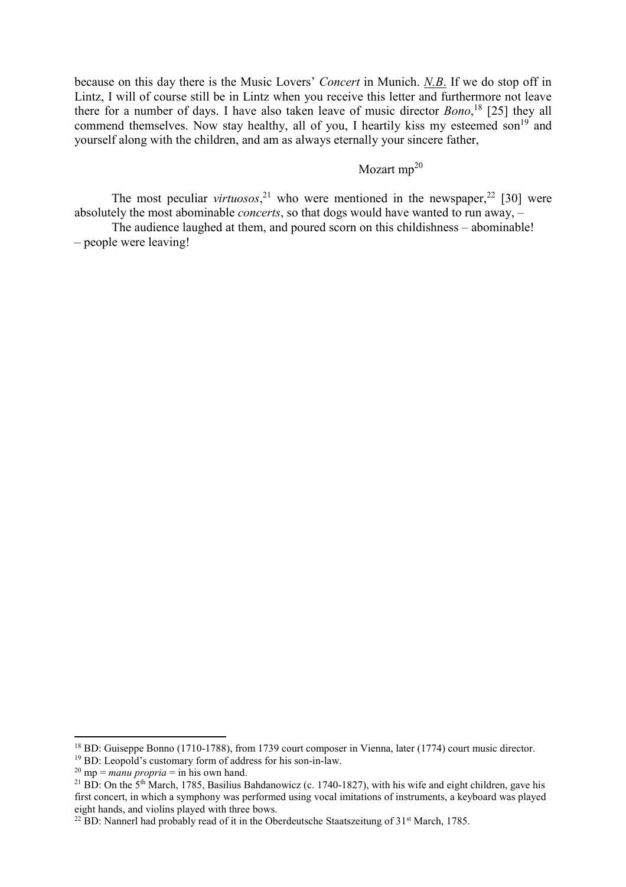because on this day there is the Music Lovers' *Concert* in Munich. *N.B.* If we do stop off in Lintz, I will of course still be in Lintz when you receive this letter and furthermore not leave there for a number of days. I have also taken leave of music director *Bono*,[18] [25] they all commend themselves. Now stay healthy, all of you, I heartily kiss my esteemed son[19] and yourself along with the children, and am as always eternally your sincere father,

Mozart mp[20]

The most peculiar *virtuosos*,[21] who were mentioned in the newspaper,[22] [30] were absolutely the most abominable *concerts*, so that dogs would have wanted to run away, –

The audience laughed at them, and poured scorn on this childishness – abominable! – people were leaving!

---

[18] BD: Guiseppe Bonno (1710-1788), from 1739 court composer in Vienna, later (1774) court music director.

[19] BD: Leopold's customary form of address for his son-in-law.

[20] mp = *manu propria* = in his own hand.

[21] BD: On the 5th March, 1785, Basilius Bahdanowicz (c. 1740-1827), with his wife and eight children, gave his first concert, in which a symphony was performed using vocal imitations of instruments, a keyboard was played eight hands, and violins played with three bows.

[22] BD: Nannerl had probably read of it in the Oberdeutsche Staatszeitung of 31st March, 1785.